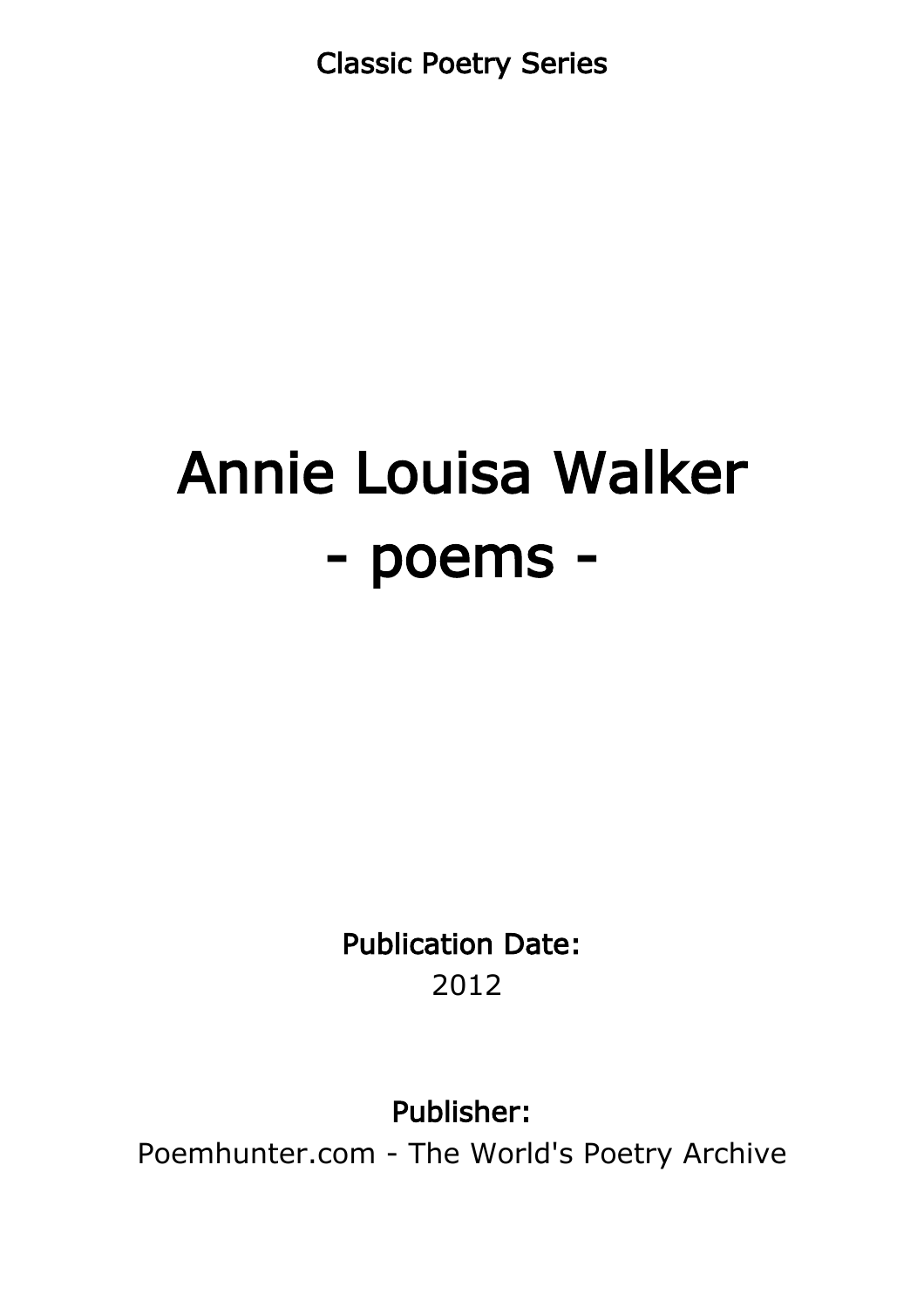Classic Poetry Series

# Annie Louisa Walker
# - poems -

**Publication Date:**
2012

**Publisher:**
Poemhunter.com - The World's Poetry Archive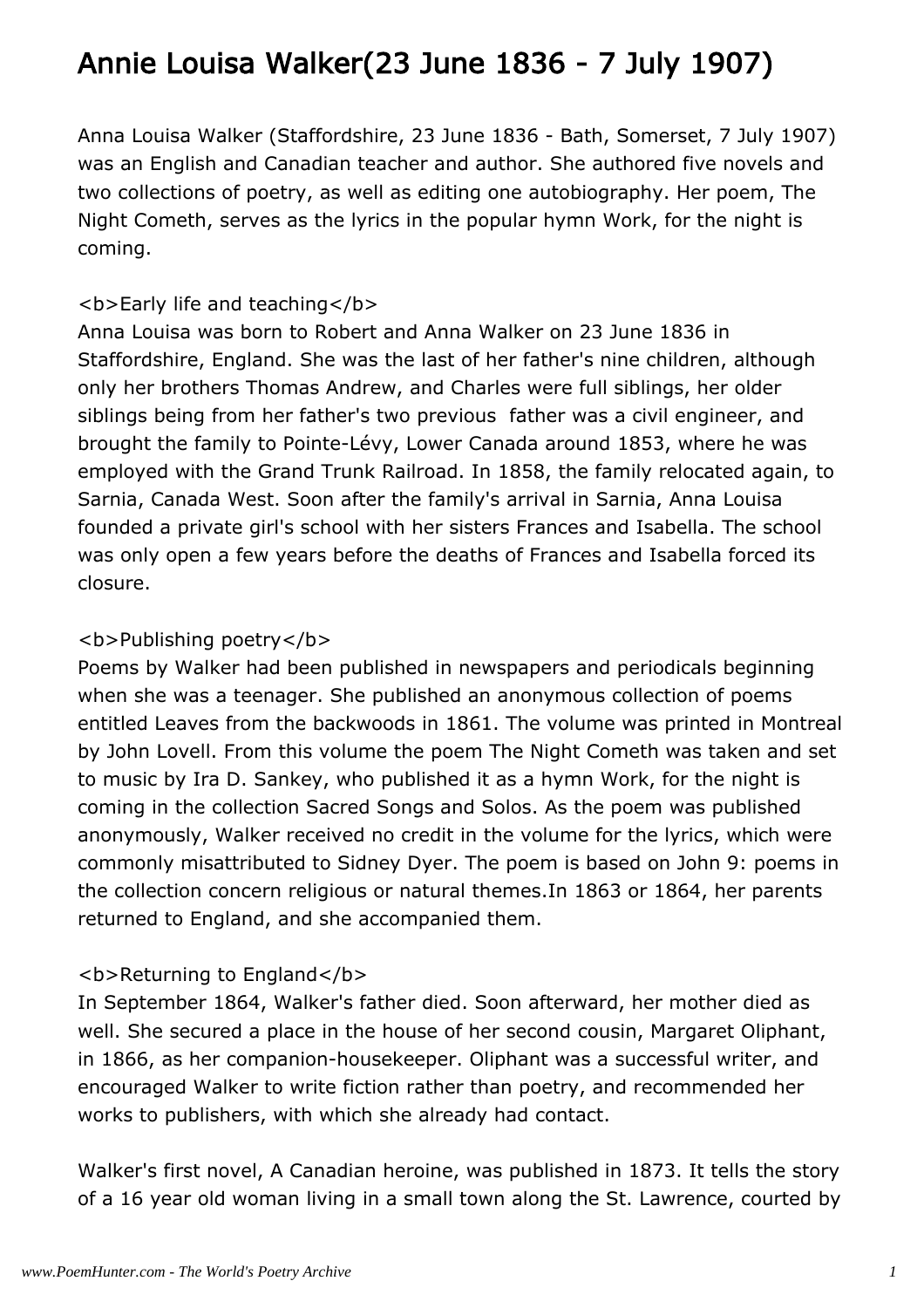# Annie Louisa Walker(23 June 1836 - 7 July 1907)

Anna Louisa Walker (Staffordshire, 23 June 1836 - Bath, Somerset, 7 July 1907) was an English and Canadian teacher and author. She authored five novels and two collections of poetry, as well as editing one autobiography. Her poem, The Night Cometh, serves as the lyrics in the popular hymn Work, for the night is coming.

**Early life and teaching**

Anna Louisa was born to Robert and Anna Walker on 23 June 1836 in Staffordshire, England. She was the last of her father's nine children, although only her brothers Thomas Andrew, and Charles were full siblings, her older siblings being from her father's two previous  father was a civil engineer, and brought the family to Pointe-Lévy, Lower Canada around 1853, where he was employed with the Grand Trunk Railroad. In 1858, the family relocated again, to Sarnia, Canada West. Soon after the family's arrival in Sarnia, Anna Louisa founded a private girl's school with her sisters Frances and Isabella. The school was only open a few years before the deaths of Frances and Isabella forced its closure.

**Publishing poetry**

Poems by Walker had been published in newspapers and periodicals beginning when she was a teenager. She published an anonymous collection of poems entitled Leaves from the backwoods in 1861. The volume was printed in Montreal by John Lovell. From this volume the poem The Night Cometh was taken and set to music by Ira D. Sankey, who published it as a hymn Work, for the night is coming in the collection Sacred Songs and Solos. As the poem was published anonymously, Walker received no credit in the volume for the lyrics, which were commonly misattributed to Sidney Dyer. The poem is based on John 9: poems in the collection concern religious or natural themes.In 1863 or 1864, her parents returned to England, and she accompanied them.

**Returning to England**

In September 1864, Walker's father died. Soon afterward, her mother died as well. She secured a place in the house of her second cousin, Margaret Oliphant, in 1866, as her companion-housekeeper. Oliphant was a successful writer, and encouraged Walker to write fiction rather than poetry, and recommended her works to publishers, with which she already had contact.

Walker's first novel, A Canadian heroine, was published in 1873. It tells the story of a 16 year old woman living in a small town along the St. Lawrence, courted by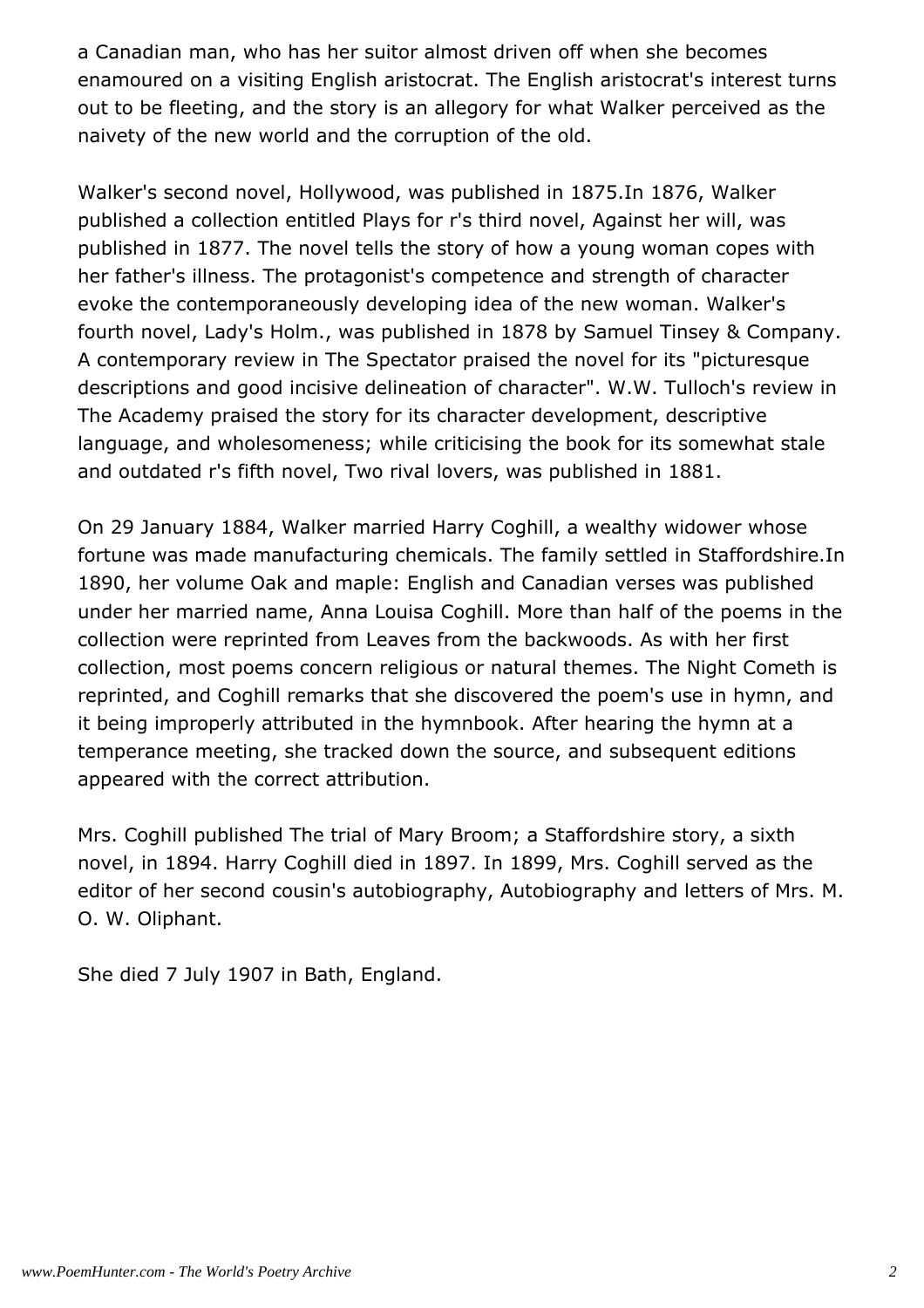a Canadian man, who has her suitor almost driven off when she becomes enamoured on a visiting English aristocrat. The English aristocrat's interest turns out to be fleeting, and the story is an allegory for what Walker perceived as the naivety of the new world and the corruption of the old.

Walker's second novel, Hollywood, was published in 1875.In 1876, Walker published a collection entitled Plays for r's third novel, Against her will, was published in 1877. The novel tells the story of how a young woman copes with her father's illness. The protagonist's competence and strength of character evoke the contemporaneously developing idea of the new woman. Walker's fourth novel, Lady's Holm., was published in 1878 by Samuel Tinsey & Company. A contemporary review in The Spectator praised the novel for its "picturesque descriptions and good incisive delineation of character". W.W. Tulloch's review in The Academy praised the story for its character development, descriptive language, and wholesomeness; while criticising the book for its somewhat stale and outdated r's fifth novel, Two rival lovers, was published in 1881.

On 29 January 1884, Walker married Harry Coghill, a wealthy widower whose fortune was made manufacturing chemicals. The family settled in Staffordshire.In 1890, her volume Oak and maple: English and Canadian verses was published under her married name, Anna Louisa Coghill. More than half of the poems in the collection were reprinted from Leaves from the backwoods. As with her first collection, most poems concern religious or natural themes. The Night Cometh is reprinted, and Coghill remarks that she discovered the poem's use in hymn, and it being improperly attributed in the hymnbook. After hearing the hymn at a temperance meeting, she tracked down the source, and subsequent editions appeared with the correct attribution.

Mrs. Coghill published The trial of Mary Broom; a Staffordshire story, a sixth novel, in 1894. Harry Coghill died in 1897. In 1899, Mrs. Coghill served as the editor of her second cousin's autobiography, Autobiography and letters of Mrs. M. O. W. Oliphant.

She died 7 July 1907 in Bath, England.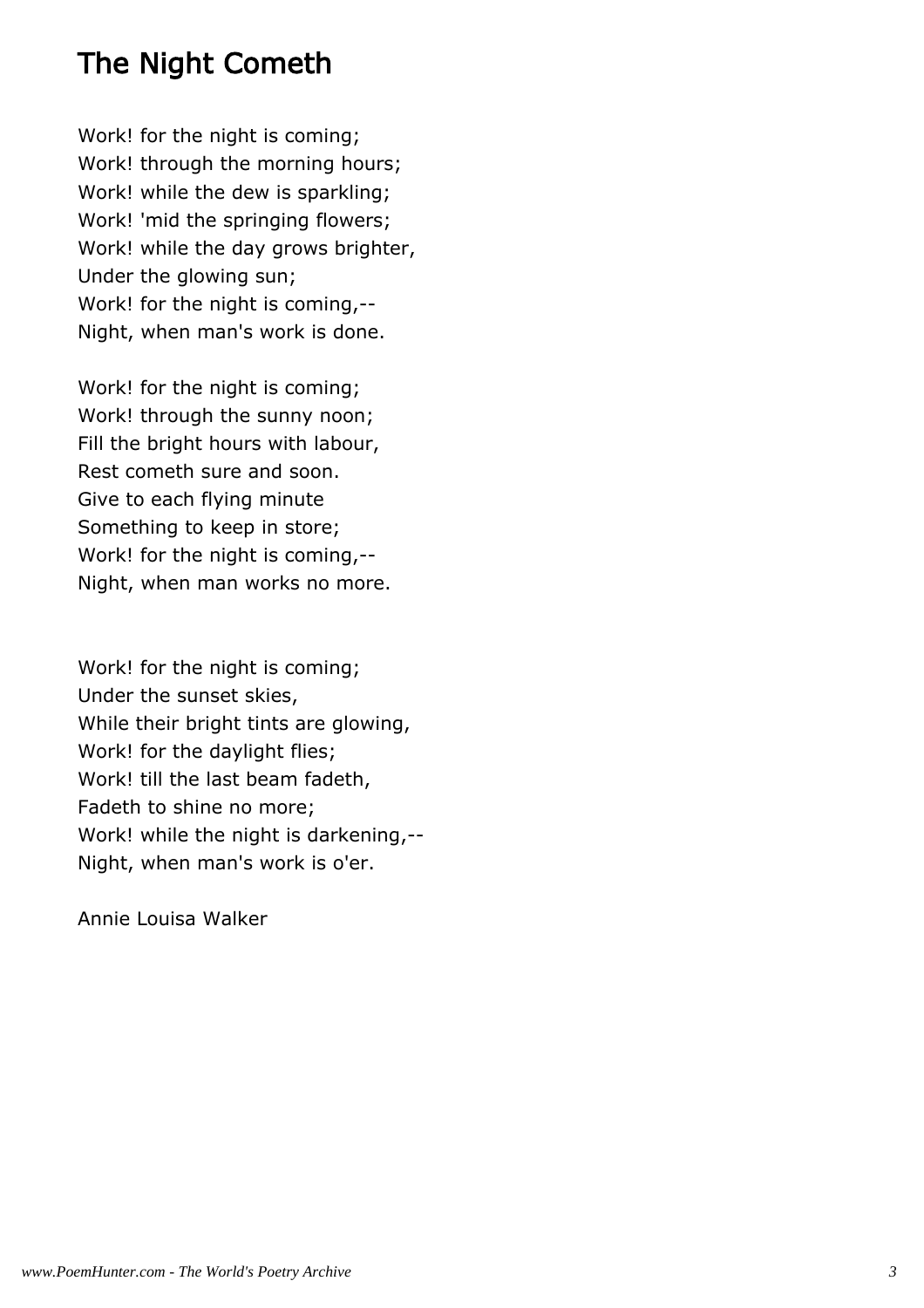## The Night Cometh

Work! for the night is coming;  
Work! through the morning hours;  
Work! while the dew is sparkling;  
Work! 'mid the springing flowers;  
Work! while the day grows brighter,  
Under the glowing sun;  
Work! for the night is coming,--  
Night, when man's work is done.

Work! for the night is coming;  
Work! through the sunny noon;  
Fill the bright hours with labour,  
Rest cometh sure and soon.  
Give to each flying minute  
Something to keep in store;  
Work! for the night is coming,--  
Night, when man works no more.

Work! for the night is coming;  
Under the sunset skies,  
While their bright tints are glowing,  
Work! for the daylight flies;  
Work! till the last beam fadeth,  
Fadeth to shine no more;  
Work! while the night is darkening,--  
Night, when man's work is o'er.

Annie Louisa Walker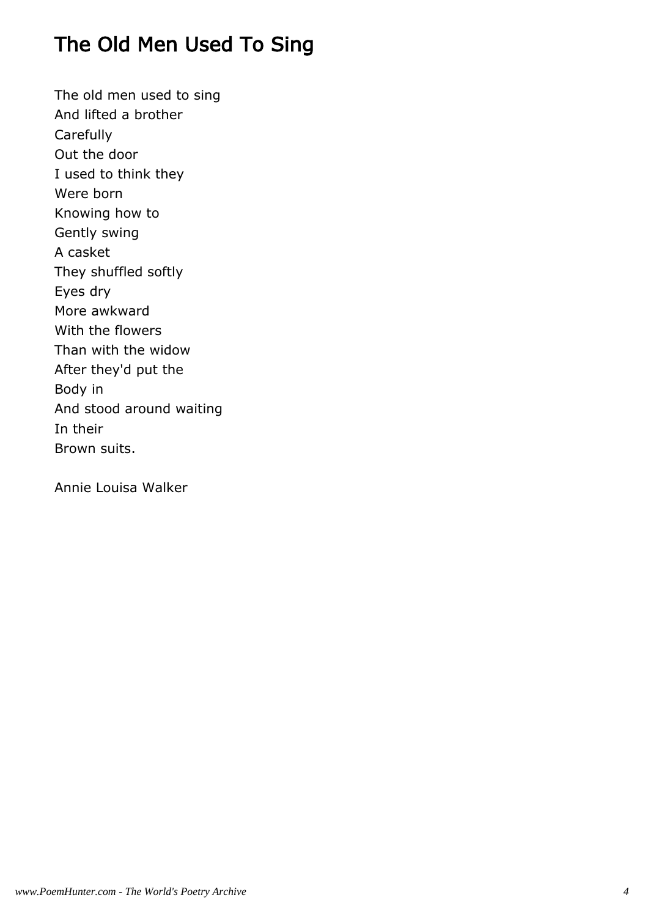# The Old Men Used To Sing

The old men used to sing  
And lifted a brother  
Carefully  
Out the door  
I used to think they  
Were born  
Knowing how to  
Gently swing  
A casket  
They shuffled softly  
Eyes dry  
More awkward  
With the flowers  
Than with the widow  
After they'd put the  
Body in  
And stood around waiting  
In their  
Brown suits.

Annie Louisa Walker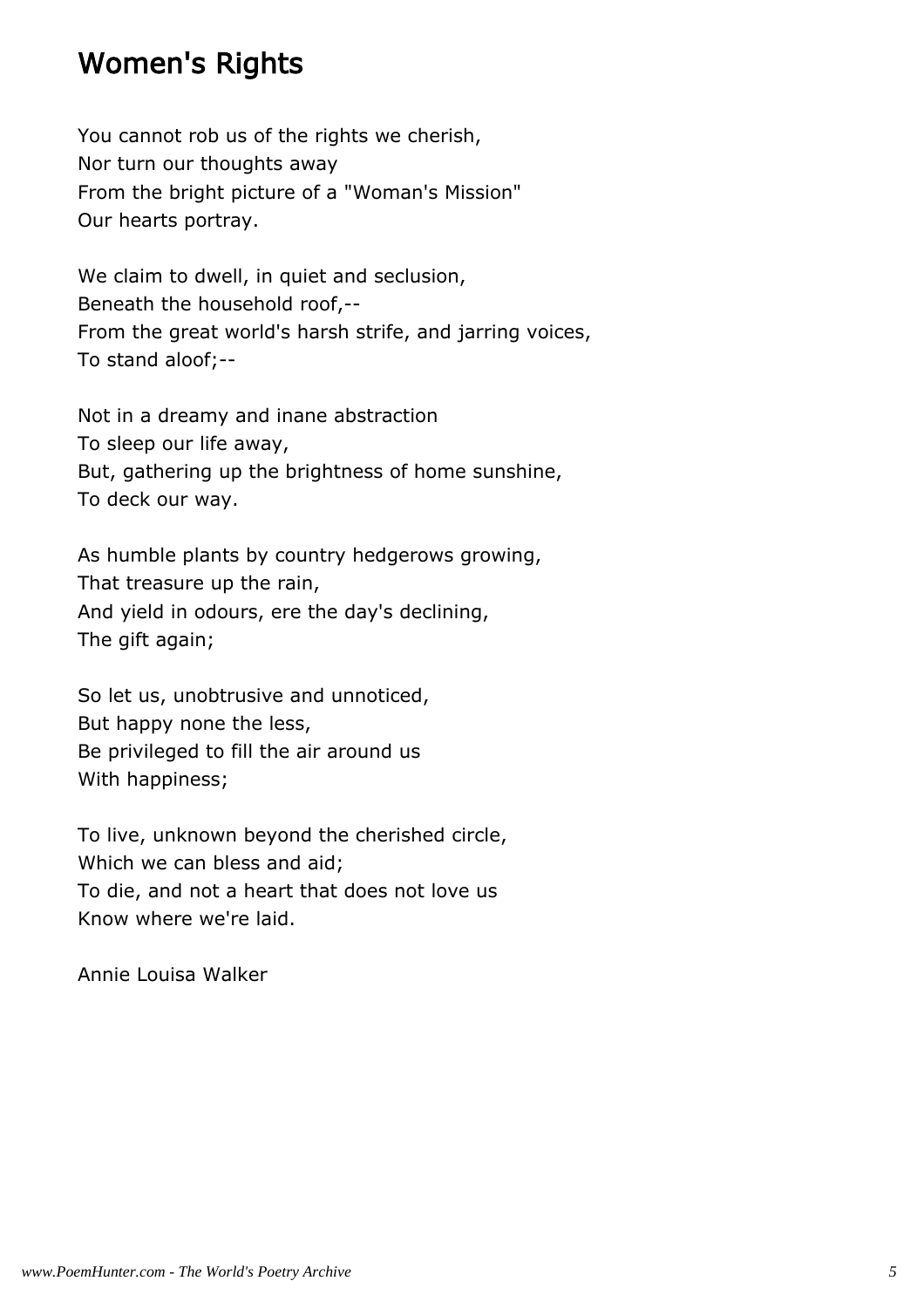## Women's Rights

You cannot rob us of the rights we cherish,
Nor turn our thoughts away
From the bright picture of a "Woman's Mission"
Our hearts portray.

We claim to dwell, in quiet and seclusion,
Beneath the household roof,--
From the great world's harsh strife, and jarring voices,
To stand aloof;--

Not in a dreamy and inane abstraction
To sleep our life away,
But, gathering up the brightness of home sunshine,
To deck our way.

As humble plants by country hedgerows growing,
That treasure up the rain,
And yield in odours, ere the day's declining,
The gift again;

So let us, unobtrusive and unnoticed,
But happy none the less,
Be privileged to fill the air around us
With happiness;

To live, unknown beyond the cherished circle,
Which we can bless and aid;
To die, and not a heart that does not love us
Know where we're laid.

Annie Louisa Walker